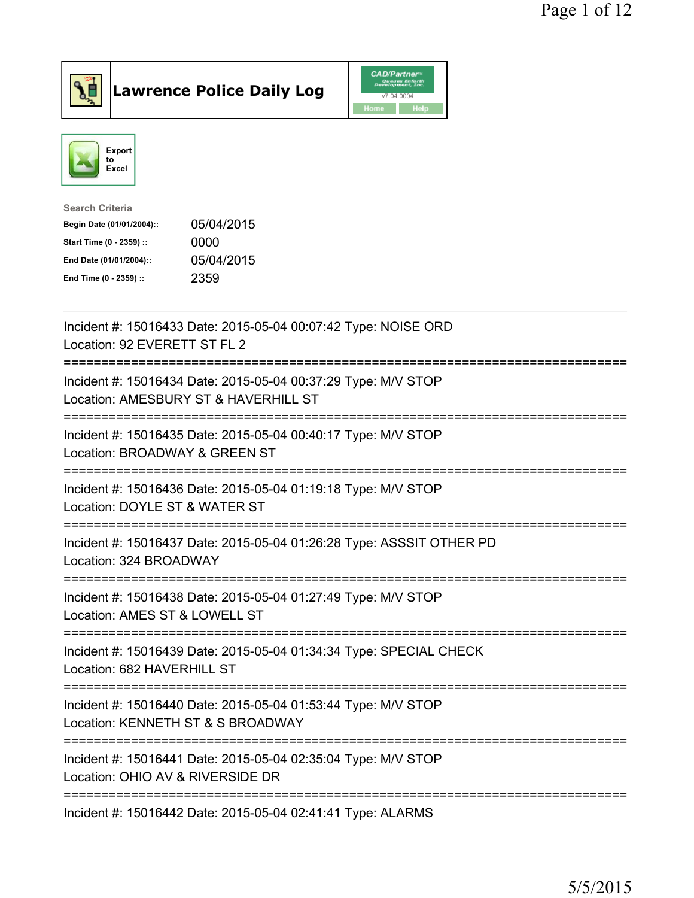# Lawrence Police Daily Log

Export to Excel

**Search Criteria**

| | |
|---|---|
| **Begin Date (01/01/2004)::** | 05/04/2015 |
| **Start Time (0 - 2359) ::** | 0000 |
| **End Date (01/01/2004)::** | 05/04/2015 |
| **End Time (0 - 2359) ::** | 2359 |

---

Incident #: 15016433 Date: 2015-05-04 00:07:42 Type: NOISE ORD
Location: 92 EVERETT ST FL 2

===========================================================================

Incident #: 15016434 Date: 2015-05-04 00:37:29 Type: M/V STOP
Location: AMESBURY ST & HAVERHILL ST

===========================================================================

Incident #: 15016435 Date: 2015-05-04 00:40:17 Type: M/V STOP
Location: BROADWAY & GREEN ST

===========================================================================

Incident #: 15016436 Date: 2015-05-04 01:19:18 Type: M/V STOP
Location: DOYLE ST & WATER ST

===========================================================================

Incident #: 15016437 Date: 2015-05-04 01:26:28 Type: ASSSIT OTHER PD
Location: 324 BROADWAY

===========================================================================

Incident #: 15016438 Date: 2015-05-04 01:27:49 Type: M/V STOP
Location: AMES ST & LOWELL ST

===========================================================================

Incident #: 15016439 Date: 2015-05-04 01:34:34 Type: SPECIAL CHECK
Location: 682 HAVERHILL ST

===========================================================================

Incident #: 15016440 Date: 2015-05-04 01:53:44 Type: M/V STOP
Location: KENNETH ST & S BROADWAY

===========================================================================

Incident #: 15016441 Date: 2015-05-04 02:35:04 Type: M/V STOP
Location: OHIO AV & RIVERSIDE DR

===========================================================================

Incident #: 15016442 Date: 2015-05-04 02:41:41 Type: ALARMS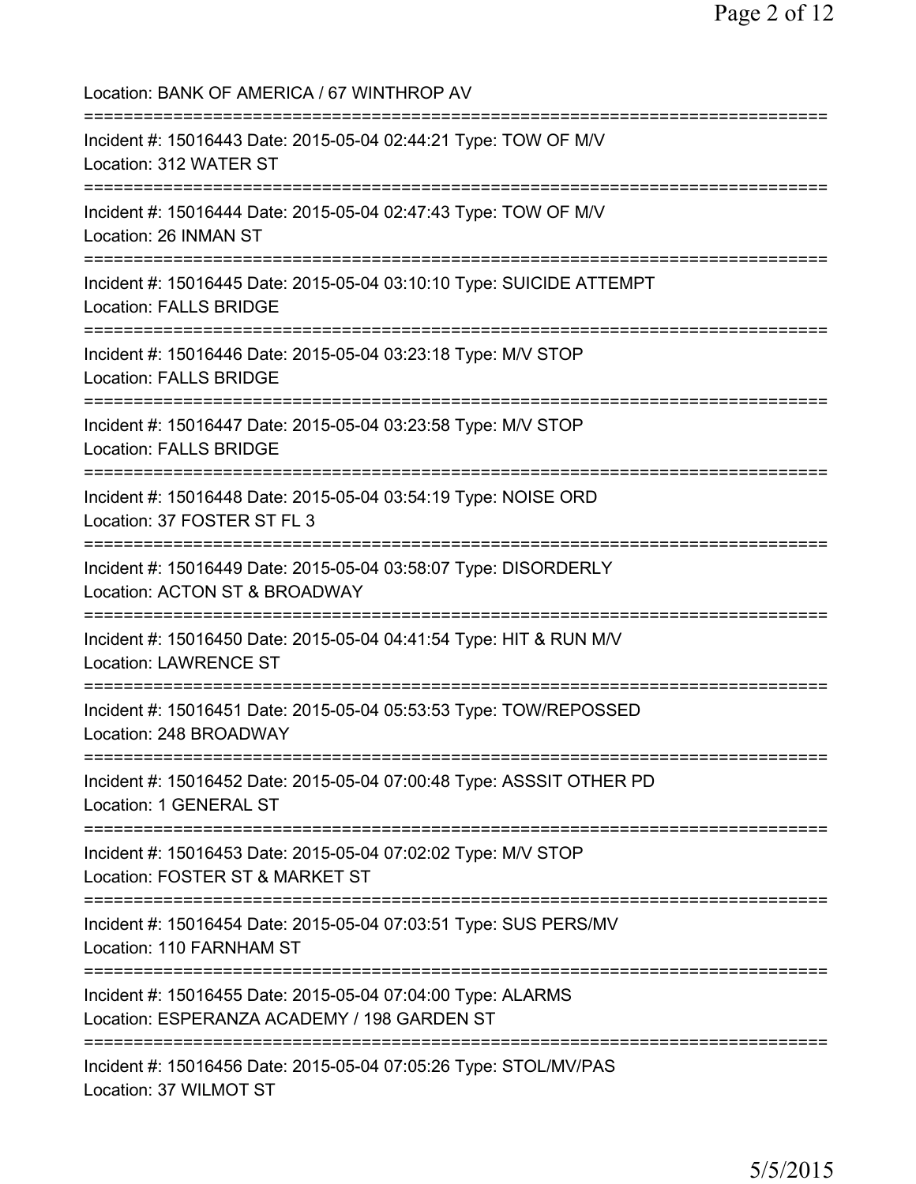Location: BANK OF AMERICA / 67 WINTHROP AV

===========================================================================

Incident #: 15016443 Date: 2015-05-04 02:44:21 Type: TOW OF M/V
Location: 312 WATER ST

===========================================================================

Incident #: 15016444 Date: 2015-05-04 02:47:43 Type: TOW OF M/V
Location: 26 INMAN ST

===========================================================================

Incident #: 15016445 Date: 2015-05-04 03:10:10 Type: SUICIDE ATTEMPT
Location: FALLS BRIDGE

===========================================================================

Incident #: 15016446 Date: 2015-05-04 03:23:18 Type: M/V STOP
Location: FALLS BRIDGE

===========================================================================

Incident #: 15016447 Date: 2015-05-04 03:23:58 Type: M/V STOP
Location: FALLS BRIDGE

===========================================================================

Incident #: 15016448 Date: 2015-05-04 03:54:19 Type: NOISE ORD
Location: 37 FOSTER ST FL 3

===========================================================================

Incident #: 15016449 Date: 2015-05-04 03:58:07 Type: DISORDERLY
Location: ACTON ST & BROADWAY

===========================================================================

Incident #: 15016450 Date: 2015-05-04 04:41:54 Type: HIT & RUN M/V
Location: LAWRENCE ST

===========================================================================

Incident #: 15016451 Date: 2015-05-04 05:53:53 Type: TOW/REPOSSED
Location: 248 BROADWAY

===========================================================================

Incident #: 15016452 Date: 2015-05-04 07:00:48 Type: ASSSIT OTHER PD
Location: 1 GENERAL ST

===========================================================================

Incident #: 15016453 Date: 2015-05-04 07:02:02 Type: M/V STOP
Location: FOSTER ST & MARKET ST

===========================================================================

Incident #: 15016454 Date: 2015-05-04 07:03:51 Type: SUS PERS/MV
Location: 110 FARNHAM ST

===========================================================================

Incident #: 15016455 Date: 2015-05-04 07:04:00 Type: ALARMS
Location: ESPERANZA ACADEMY / 198 GARDEN ST

===========================================================================

Incident #: 15016456 Date: 2015-05-04 07:05:26 Type: STOL/MV/PAS
Location: 37 WILMOT ST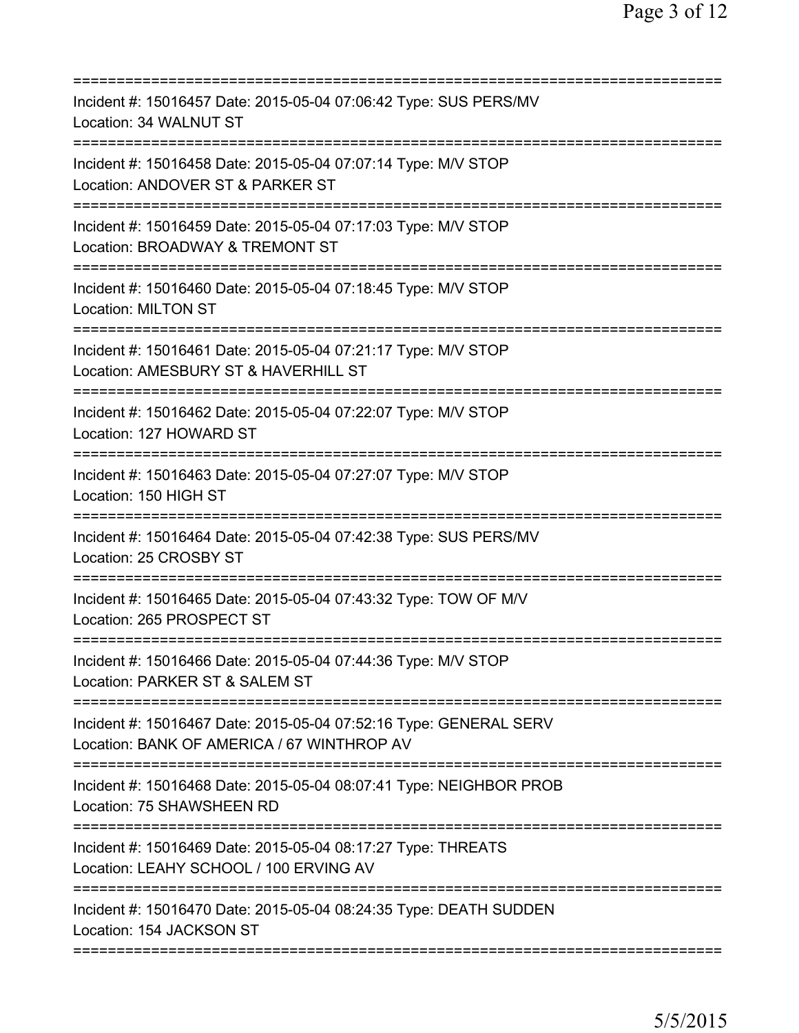===========================================================================
Incident #: 15016457 Date: 2015-05-04 07:06:42 Type: SUS PERS/MV
Location: 34 WALNUT ST
===========================================================================
Incident #: 15016458 Date: 2015-05-04 07:07:14 Type: M/V STOP
Location: ANDOVER ST & PARKER ST
===========================================================================
Incident #: 15016459 Date: 2015-05-04 07:17:03 Type: M/V STOP
Location: BROADWAY & TREMONT ST
===========================================================================
Incident #: 15016460 Date: 2015-05-04 07:18:45 Type: M/V STOP
Location: MILTON ST
===========================================================================
Incident #: 15016461 Date: 2015-05-04 07:21:17 Type: M/V STOP
Location: AMESBURY ST & HAVERHILL ST
===========================================================================
Incident #: 15016462 Date: 2015-05-04 07:22:07 Type: M/V STOP
Location: 127 HOWARD ST
===========================================================================
Incident #: 15016463 Date: 2015-05-04 07:27:07 Type: M/V STOP
Location: 150 HIGH ST
===========================================================================
Incident #: 15016464 Date: 2015-05-04 07:42:38 Type: SUS PERS/MV
Location: 25 CROSBY ST
===========================================================================
Incident #: 15016465 Date: 2015-05-04 07:43:32 Type: TOW OF M/V
Location: 265 PROSPECT ST
===========================================================================
Incident #: 15016466 Date: 2015-05-04 07:44:36 Type: M/V STOP
Location: PARKER ST & SALEM ST
===========================================================================
Incident #: 15016467 Date: 2015-05-04 07:52:16 Type: GENERAL SERV
Location: BANK OF AMERICA / 67 WINTHROP AV
===========================================================================
Incident #: 15016468 Date: 2015-05-04 08:07:41 Type: NEIGHBOR PROB
Location: 75 SHAWSHEEN RD
===========================================================================
Incident #: 15016469 Date: 2015-05-04 08:17:27 Type: THREATS
Location: LEAHY SCHOOL / 100 ERVING AV
===========================================================================
Incident #: 15016470 Date: 2015-05-04 08:24:35 Type: DEATH SUDDEN
Location: 154 JACKSON ST
===========================================================================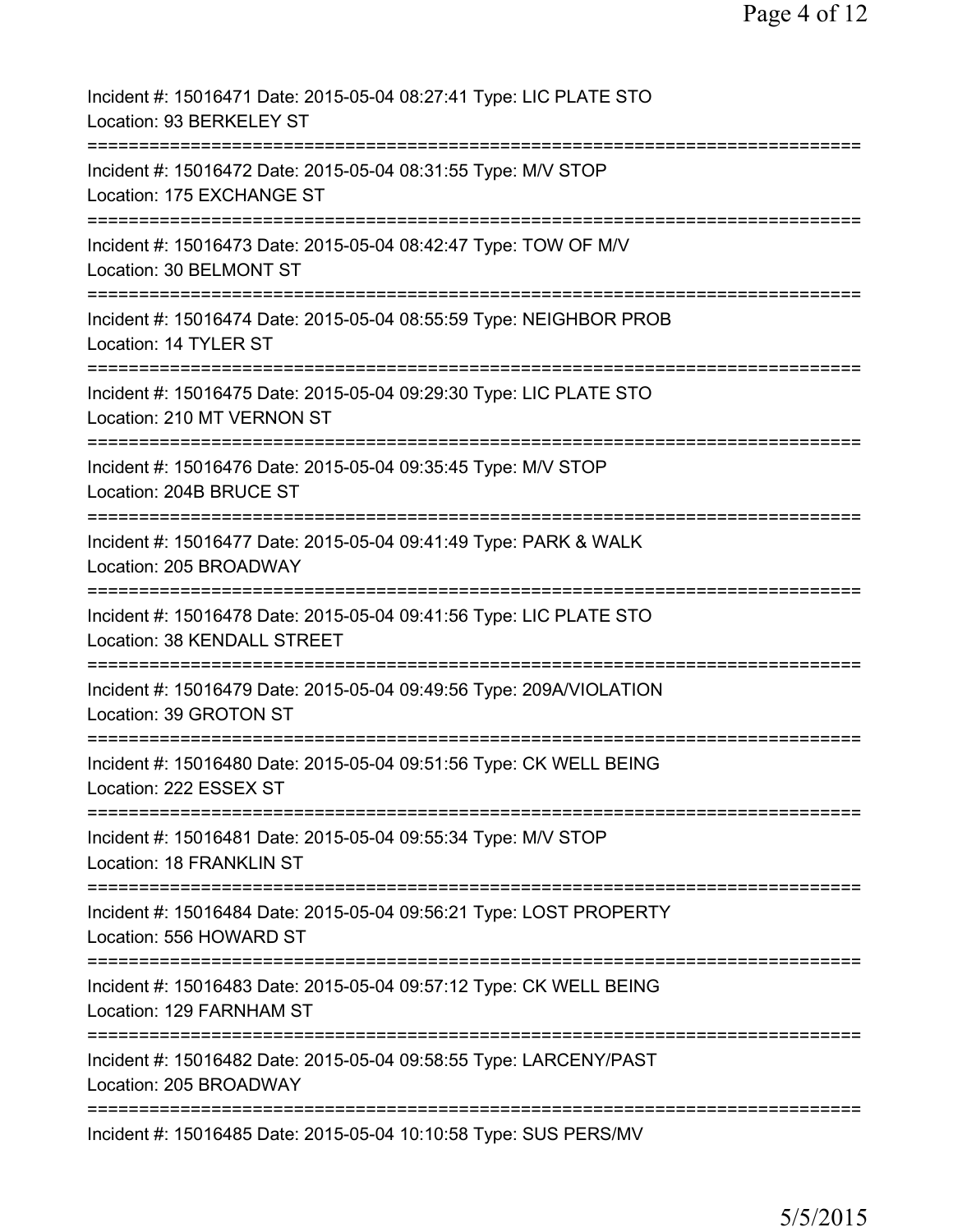Incident #: 15016471 Date: 2015-05-04 08:27:41 Type: LIC PLATE STO
Location: 93 BERKELEY ST
===========================================================================
Incident #: 15016472 Date: 2015-05-04 08:31:55 Type: M/V STOP
Location: 175 EXCHANGE ST
===========================================================================
Incident #: 15016473 Date: 2015-05-04 08:42:47 Type: TOW OF M/V
Location: 30 BELMONT ST
===========================================================================
Incident #: 15016474 Date: 2015-05-04 08:55:59 Type: NEIGHBOR PROB
Location: 14 TYLER ST
===========================================================================
Incident #: 15016475 Date: 2015-05-04 09:29:30 Type: LIC PLATE STO
Location: 210 MT VERNON ST
===========================================================================
Incident #: 15016476 Date: 2015-05-04 09:35:45 Type: M/V STOP
Location: 204B BRUCE ST
===========================================================================
Incident #: 15016477 Date: 2015-05-04 09:41:49 Type: PARK & WALK
Location: 205 BROADWAY
===========================================================================
Incident #: 15016478 Date: 2015-05-04 09:41:56 Type: LIC PLATE STO
Location: 38 KENDALL STREET
===========================================================================
Incident #: 15016479 Date: 2015-05-04 09:49:56 Type: 209A/VIOLATION
Location: 39 GROTON ST
===========================================================================
Incident #: 15016480 Date: 2015-05-04 09:51:56 Type: CK WELL BEING
Location: 222 ESSEX ST
===========================================================================
Incident #: 15016481 Date: 2015-05-04 09:55:34 Type: M/V STOP
Location: 18 FRANKLIN ST
===========================================================================
Incident #: 15016484 Date: 2015-05-04 09:56:21 Type: LOST PROPERTY
Location: 556 HOWARD ST
===========================================================================
Incident #: 15016483 Date: 2015-05-04 09:57:12 Type: CK WELL BEING
Location: 129 FARNHAM ST
===========================================================================
Incident #: 15016482 Date: 2015-05-04 09:58:55 Type: LARCENY/PAST
Location: 205 BROADWAY
===========================================================================
Incident #: 15016485 Date: 2015-05-04 10:10:58 Type: SUS PERS/MV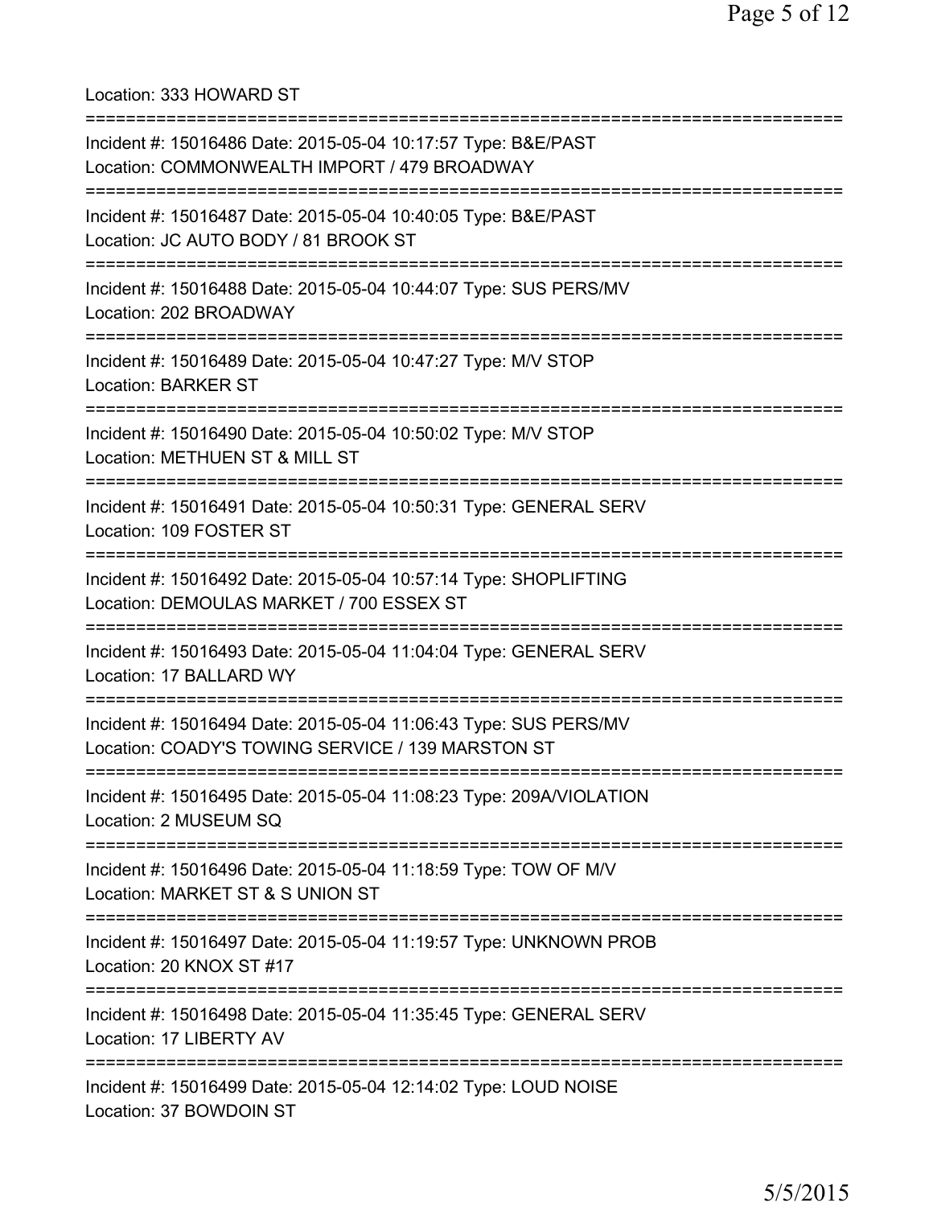Location: 333 HOWARD ST

===========================================================================

Incident #: 15016486 Date: 2015-05-04 10:17:57 Type: B&E/PAST
Location: COMMONWEALTH IMPORT / 479 BROADWAY

===========================================================================

Incident #: 15016487 Date: 2015-05-04 10:40:05 Type: B&E/PAST
Location: JC AUTO BODY / 81 BROOK ST

===========================================================================

Incident #: 15016488 Date: 2015-05-04 10:44:07 Type: SUS PERS/MV
Location: 202 BROADWAY

===========================================================================

Incident #: 15016489 Date: 2015-05-04 10:47:27 Type: M/V STOP
Location: BARKER ST

===========================================================================

Incident #: 15016490 Date: 2015-05-04 10:50:02 Type: M/V STOP
Location: METHUEN ST & MILL ST

===========================================================================

Incident #: 15016491 Date: 2015-05-04 10:50:31 Type: GENERAL SERV
Location: 109 FOSTER ST

===========================================================================

Incident #: 15016492 Date: 2015-05-04 10:57:14 Type: SHOPLIFTING
Location: DEMOULAS MARKET / 700 ESSEX ST

===========================================================================

Incident #: 15016493 Date: 2015-05-04 11:04:04 Type: GENERAL SERV
Location: 17 BALLARD WY

===========================================================================

Incident #: 15016494 Date: 2015-05-04 11:06:43 Type: SUS PERS/MV
Location: COADY'S TOWING SERVICE / 139 MARSTON ST

===========================================================================

Incident #: 15016495 Date: 2015-05-04 11:08:23 Type: 209A/VIOLATION
Location: 2 MUSEUM SQ

===========================================================================

Incident #: 15016496 Date: 2015-05-04 11:18:59 Type: TOW OF M/V
Location: MARKET ST & S UNION ST

===========================================================================

Incident #: 15016497 Date: 2015-05-04 11:19:57 Type: UNKNOWN PROB
Location: 20 KNOX ST #17

===========================================================================

Incident #: 15016498 Date: 2015-05-04 11:35:45 Type: GENERAL SERV
Location: 17 LIBERTY AV

===========================================================================

Incident #: 15016499 Date: 2015-05-04 12:14:02 Type: LOUD NOISE
Location: 37 BOWDOIN ST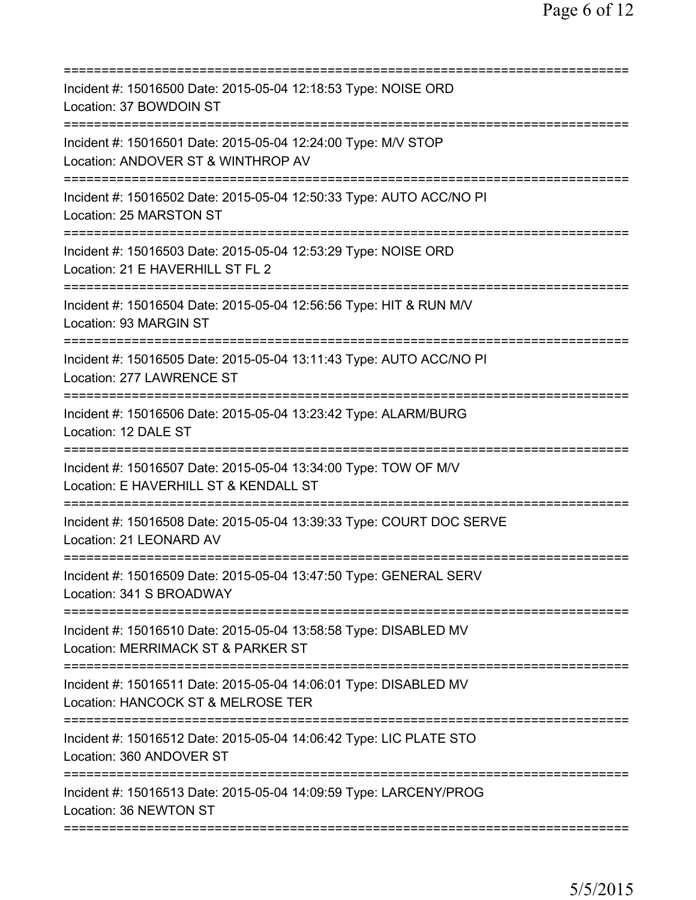===========================================================================

Incident #: 15016500 Date: 2015-05-04 12:18:53 Type: NOISE ORD
Location: 37 BOWDOIN ST

===========================================================================

Incident #: 15016501 Date: 2015-05-04 12:24:00 Type: M/V STOP
Location: ANDOVER ST & WINTHROP AV

===========================================================================

Incident #: 15016502 Date: 2015-05-04 12:50:33 Type: AUTO ACC/NO PI
Location: 25 MARSTON ST

===========================================================================

Incident #: 15016503 Date: 2015-05-04 12:53:29 Type: NOISE ORD
Location: 21 E HAVERHILL ST FL 2

===========================================================================

Incident #: 15016504 Date: 2015-05-04 12:56:56 Type: HIT & RUN M/V
Location: 93 MARGIN ST

===========================================================================

Incident #: 15016505 Date: 2015-05-04 13:11:43 Type: AUTO ACC/NO PI
Location: 277 LAWRENCE ST

===========================================================================

Incident #: 15016506 Date: 2015-05-04 13:23:42 Type: ALARM/BURG
Location: 12 DALE ST

===========================================================================

Incident #: 15016507 Date: 2015-05-04 13:34:00 Type: TOW OF M/V
Location: E HAVERHILL ST & KENDALL ST

===========================================================================

Incident #: 15016508 Date: 2015-05-04 13:39:33 Type: COURT DOC SERVE
Location: 21 LEONARD AV

===========================================================================

Incident #: 15016509 Date: 2015-05-04 13:47:50 Type: GENERAL SERV
Location: 341 S BROADWAY

===========================================================================

Incident #: 15016510 Date: 2015-05-04 13:58:58 Type: DISABLED MV
Location: MERRIMACK ST & PARKER ST

===========================================================================

Incident #: 15016511 Date: 2015-05-04 14:06:01 Type: DISABLED MV
Location: HANCOCK ST & MELROSE TER

===========================================================================

Incident #: 15016512 Date: 2015-05-04 14:06:42 Type: LIC PLATE STO
Location: 360 ANDOVER ST

===========================================================================

Incident #: 15016513 Date: 2015-05-04 14:09:59 Type: LARCENY/PROG
Location: 36 NEWTON ST

===========================================================================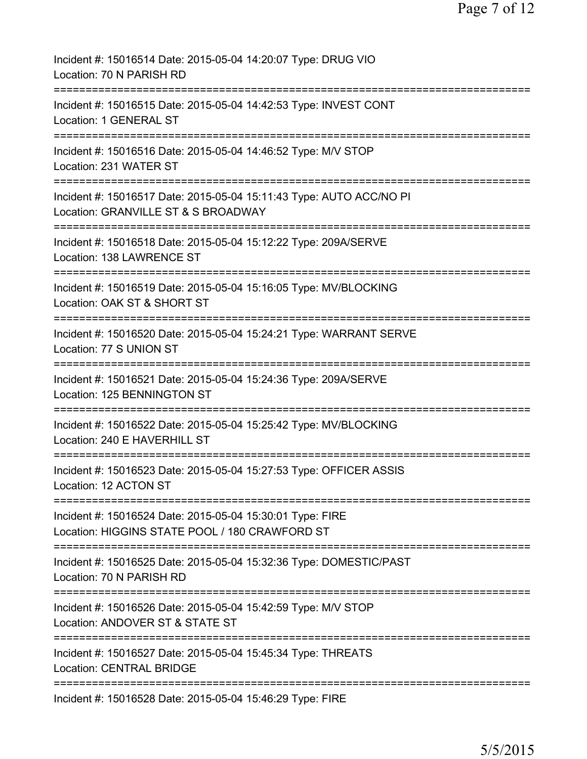Incident #: 15016514 Date: 2015-05-04 14:20:07 Type: DRUG VIO
Location: 70 N PARISH RD
===========================================================================
Incident #: 15016515 Date: 2015-05-04 14:42:53 Type: INVEST CONT
Location: 1 GENERAL ST
===========================================================================
Incident #: 15016516 Date: 2015-05-04 14:46:52 Type: M/V STOP
Location: 231 WATER ST
===========================================================================
Incident #: 15016517 Date: 2015-05-04 15:11:43 Type: AUTO ACC/NO PI
Location: GRANVILLE ST & S BROADWAY
===========================================================================
Incident #: 15016518 Date: 2015-05-04 15:12:22 Type: 209A/SERVE
Location: 138 LAWRENCE ST
===========================================================================
Incident #: 15016519 Date: 2015-05-04 15:16:05 Type: MV/BLOCKING
Location: OAK ST & SHORT ST
===========================================================================
Incident #: 15016520 Date: 2015-05-04 15:24:21 Type: WARRANT SERVE
Location: 77 S UNION ST
===========================================================================
Incident #: 15016521 Date: 2015-05-04 15:24:36 Type: 209A/SERVE
Location: 125 BENNINGTON ST
===========================================================================
Incident #: 15016522 Date: 2015-05-04 15:25:42 Type: MV/BLOCKING
Location: 240 E HAVERHILL ST
===========================================================================
Incident #: 15016523 Date: 2015-05-04 15:27:53 Type: OFFICER ASSIS
Location: 12 ACTON ST
===========================================================================
Incident #: 15016524 Date: 2015-05-04 15:30:01 Type: FIRE
Location: HIGGINS STATE POOL / 180 CRAWFORD ST
===========================================================================
Incident #: 15016525 Date: 2015-05-04 15:32:36 Type: DOMESTIC/PAST
Location: 70 N PARISH RD
===========================================================================
Incident #: 15016526 Date: 2015-05-04 15:42:59 Type: M/V STOP
Location: ANDOVER ST & STATE ST
===========================================================================
Incident #: 15016527 Date: 2015-05-04 15:45:34 Type: THREATS
Location: CENTRAL BRIDGE
===========================================================================
Incident #: 15016528 Date: 2015-05-04 15:46:29 Type: FIRE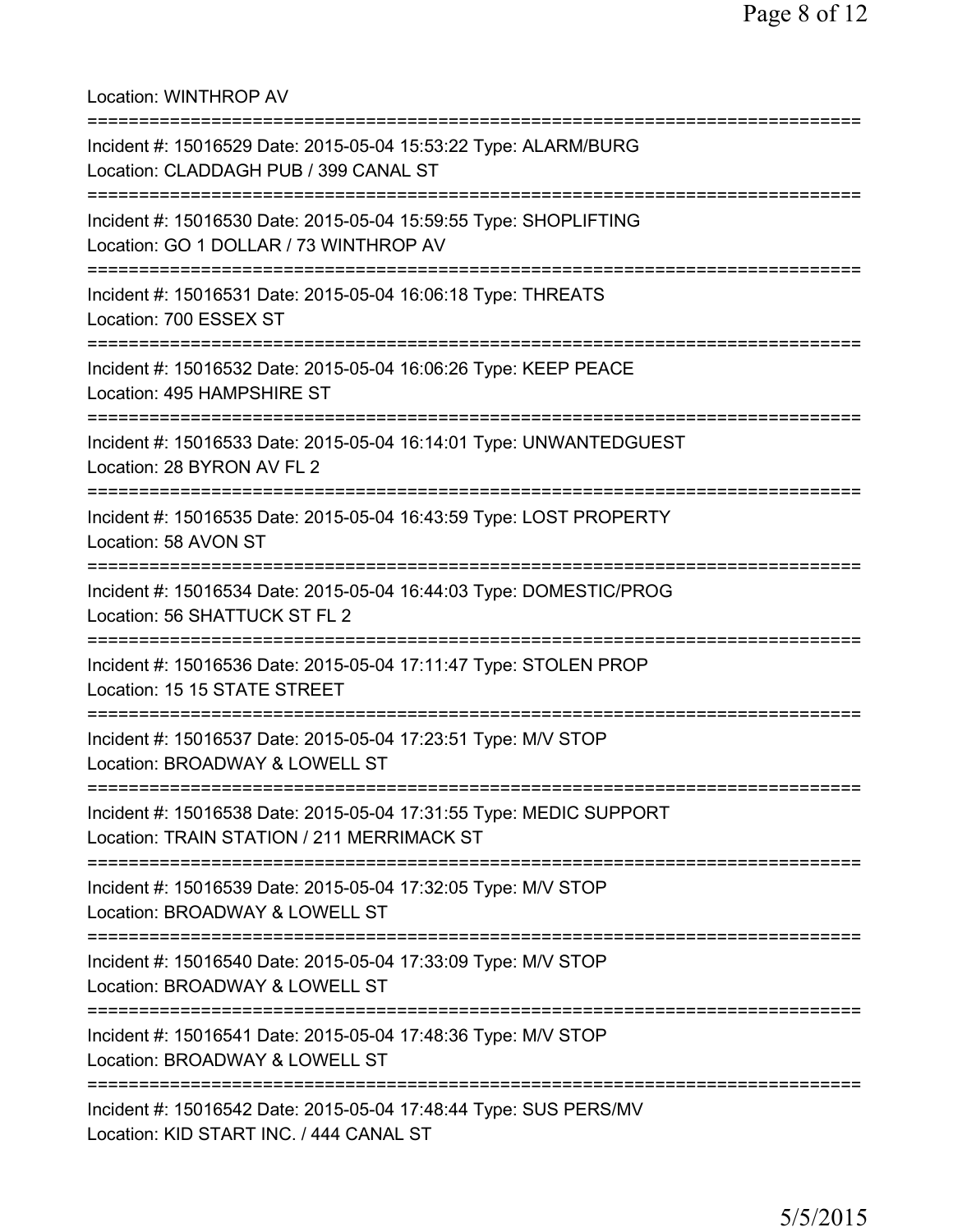Location: WINTHROP AV

===========================================================================

Incident #: 15016529 Date: 2015-05-04 15:53:22 Type: ALARM/BURG
Location: CLADDAGH PUB / 399 CANAL ST

===========================================================================

Incident #: 15016530 Date: 2015-05-04 15:59:55 Type: SHOPLIFTING
Location: GO 1 DOLLAR / 73 WINTHROP AV

===========================================================================

Incident #: 15016531 Date: 2015-05-04 16:06:18 Type: THREATS
Location: 700 ESSEX ST

===========================================================================

Incident #: 15016532 Date: 2015-05-04 16:06:26 Type: KEEP PEACE
Location: 495 HAMPSHIRE ST

===========================================================================

Incident #: 15016533 Date: 2015-05-04 16:14:01 Type: UNWANTEDGUEST
Location: 28 BYRON AV FL 2

===========================================================================

Incident #: 15016535 Date: 2015-05-04 16:43:59 Type: LOST PROPERTY
Location: 58 AVON ST

===========================================================================

Incident #: 15016534 Date: 2015-05-04 16:44:03 Type: DOMESTIC/PROG
Location: 56 SHATTUCK ST FL 2

===========================================================================

Incident #: 15016536 Date: 2015-05-04 17:11:47 Type: STOLEN PROP
Location: 15 15 STATE STREET

===========================================================================

Incident #: 15016537 Date: 2015-05-04 17:23:51 Type: M/V STOP
Location: BROADWAY & LOWELL ST

===========================================================================

Incident #: 15016538 Date: 2015-05-04 17:31:55 Type: MEDIC SUPPORT
Location: TRAIN STATION / 211 MERRIMACK ST

===========================================================================

Incident #: 15016539 Date: 2015-05-04 17:32:05 Type: M/V STOP
Location: BROADWAY & LOWELL ST

===========================================================================

Incident #: 15016540 Date: 2015-05-04 17:33:09 Type: M/V STOP
Location: BROADWAY & LOWELL ST

===========================================================================

Incident #: 15016541 Date: 2015-05-04 17:48:36 Type: M/V STOP
Location: BROADWAY & LOWELL ST

===========================================================================

Incident #: 15016542 Date: 2015-05-04 17:48:44 Type: SUS PERS/MV
Location: KID START INC. / 444 CANAL ST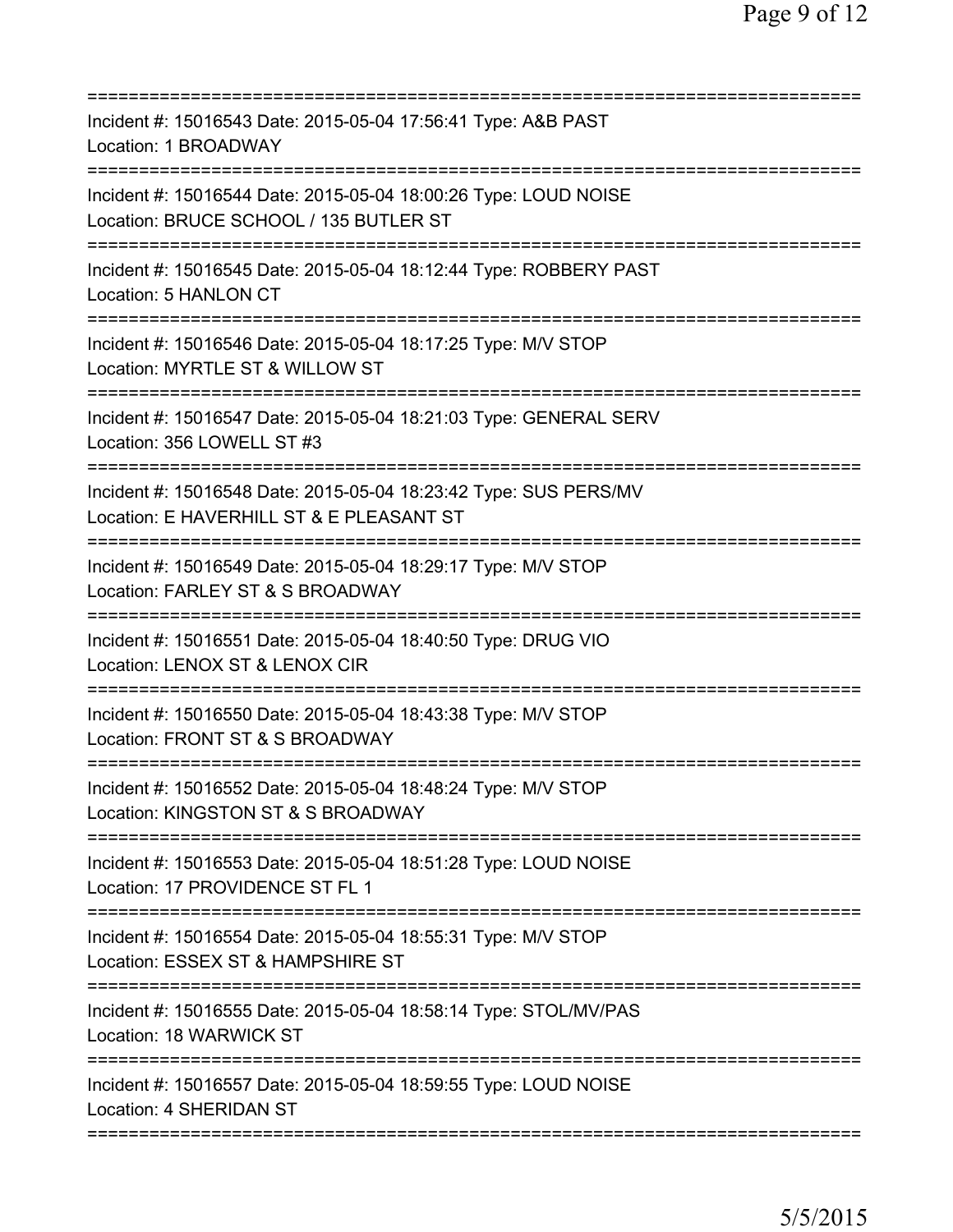==============================================================================
Incident #: 15016543 Date: 2015-05-04 17:56:41 Type: A&B PAST
Location: 1 BROADWAY
==============================================================================
Incident #: 15016544 Date: 2015-05-04 18:00:26 Type: LOUD NOISE
Location: BRUCE SCHOOL / 135 BUTLER ST
==============================================================================
Incident #: 15016545 Date: 2015-05-04 18:12:44 Type: ROBBERY PAST
Location: 5 HANLON CT
==============================================================================
Incident #: 15016546 Date: 2015-05-04 18:17:25 Type: M/V STOP
Location: MYRTLE ST & WILLOW ST
==============================================================================
Incident #: 15016547 Date: 2015-05-04 18:21:03 Type: GENERAL SERV
Location: 356 LOWELL ST #3
==============================================================================
Incident #: 15016548 Date: 2015-05-04 18:23:42 Type: SUS PERS/MV
Location: E HAVERHILL ST & E PLEASANT ST
==============================================================================
Incident #: 15016549 Date: 2015-05-04 18:29:17 Type: M/V STOP
Location: FARLEY ST & S BROADWAY
==============================================================================
Incident #: 15016551 Date: 2015-05-04 18:40:50 Type: DRUG VIO
Location: LENOX ST & LENOX CIR
==============================================================================
Incident #: 15016550 Date: 2015-05-04 18:43:38 Type: M/V STOP
Location: FRONT ST & S BROADWAY
==============================================================================
Incident #: 15016552 Date: 2015-05-04 18:48:24 Type: M/V STOP
Location: KINGSTON ST & S BROADWAY
==============================================================================
Incident #: 15016553 Date: 2015-05-04 18:51:28 Type: LOUD NOISE
Location: 17 PROVIDENCE ST FL 1
==============================================================================
Incident #: 15016554 Date: 2015-05-04 18:55:31 Type: M/V STOP
Location: ESSEX ST & HAMPSHIRE ST
==============================================================================
Incident #: 15016555 Date: 2015-05-04 18:58:14 Type: STOL/MV/PAS
Location: 18 WARWICK ST
==============================================================================
Incident #: 15016557 Date: 2015-05-04 18:59:55 Type: LOUD NOISE
Location: 4 SHERIDAN ST
==============================================================================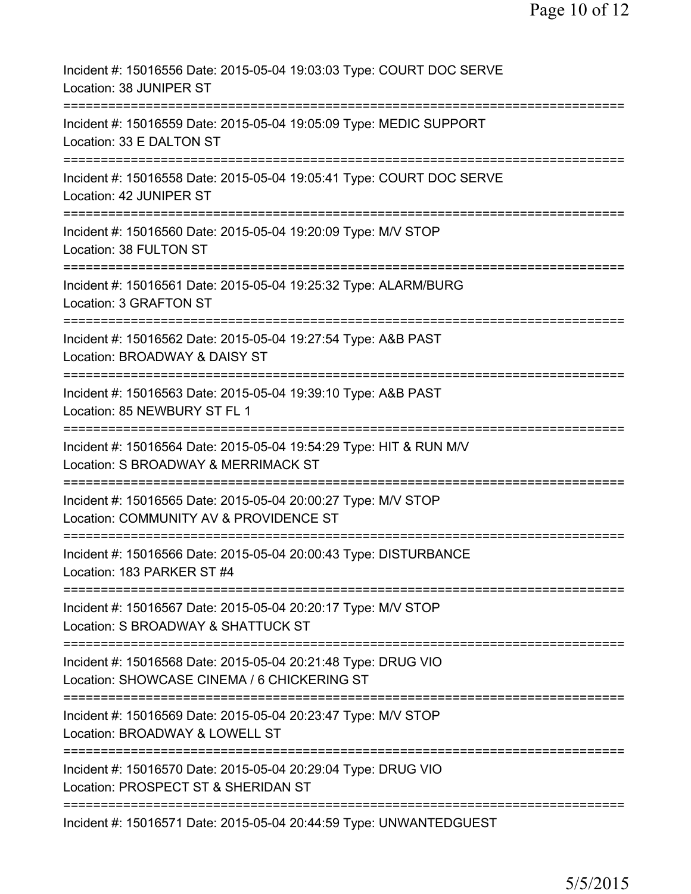Incident #: 15016556 Date: 2015-05-04 19:03:03 Type: COURT DOC SERVE
Location: 38 JUNIPER ST

===========================================================================

Incident #: 15016559 Date: 2015-05-04 19:05:09 Type: MEDIC SUPPORT
Location: 33 E DALTON ST

===========================================================================

Incident #: 15016558 Date: 2015-05-04 19:05:41 Type: COURT DOC SERVE
Location: 42 JUNIPER ST

===========================================================================

Incident #: 15016560 Date: 2015-05-04 19:20:09 Type: M/V STOP
Location: 38 FULTON ST

===========================================================================

Incident #: 15016561 Date: 2015-05-04 19:25:32 Type: ALARM/BURG
Location: 3 GRAFTON ST

===========================================================================

Incident #: 15016562 Date: 2015-05-04 19:27:54 Type: A&B PAST
Location: BROADWAY & DAISY ST

===========================================================================

Incident #: 15016563 Date: 2015-05-04 19:39:10 Type: A&B PAST
Location: 85 NEWBURY ST FL 1

===========================================================================

Incident #: 15016564 Date: 2015-05-04 19:54:29 Type: HIT & RUN M/V
Location: S BROADWAY & MERRIMACK ST

===========================================================================

Incident #: 15016565 Date: 2015-05-04 20:00:27 Type: M/V STOP
Location: COMMUNITY AV & PROVIDENCE ST

===========================================================================

Incident #: 15016566 Date: 2015-05-04 20:00:43 Type: DISTURBANCE
Location: 183 PARKER ST #4

===========================================================================

Incident #: 15016567 Date: 2015-05-04 20:20:17 Type: M/V STOP
Location: S BROADWAY & SHATTUCK ST

===========================================================================

Incident #: 15016568 Date: 2015-05-04 20:21:48 Type: DRUG VIO
Location: SHOWCASE CINEMA / 6 CHICKERING ST

===========================================================================

Incident #: 15016569 Date: 2015-05-04 20:23:47 Type: M/V STOP
Location: BROADWAY & LOWELL ST

===========================================================================

Incident #: 15016570 Date: 2015-05-04 20:29:04 Type: DRUG VIO
Location: PROSPECT ST & SHERIDAN ST

===========================================================================

Incident #: 15016571 Date: 2015-05-04 20:44:59 Type: UNWANTEDGUEST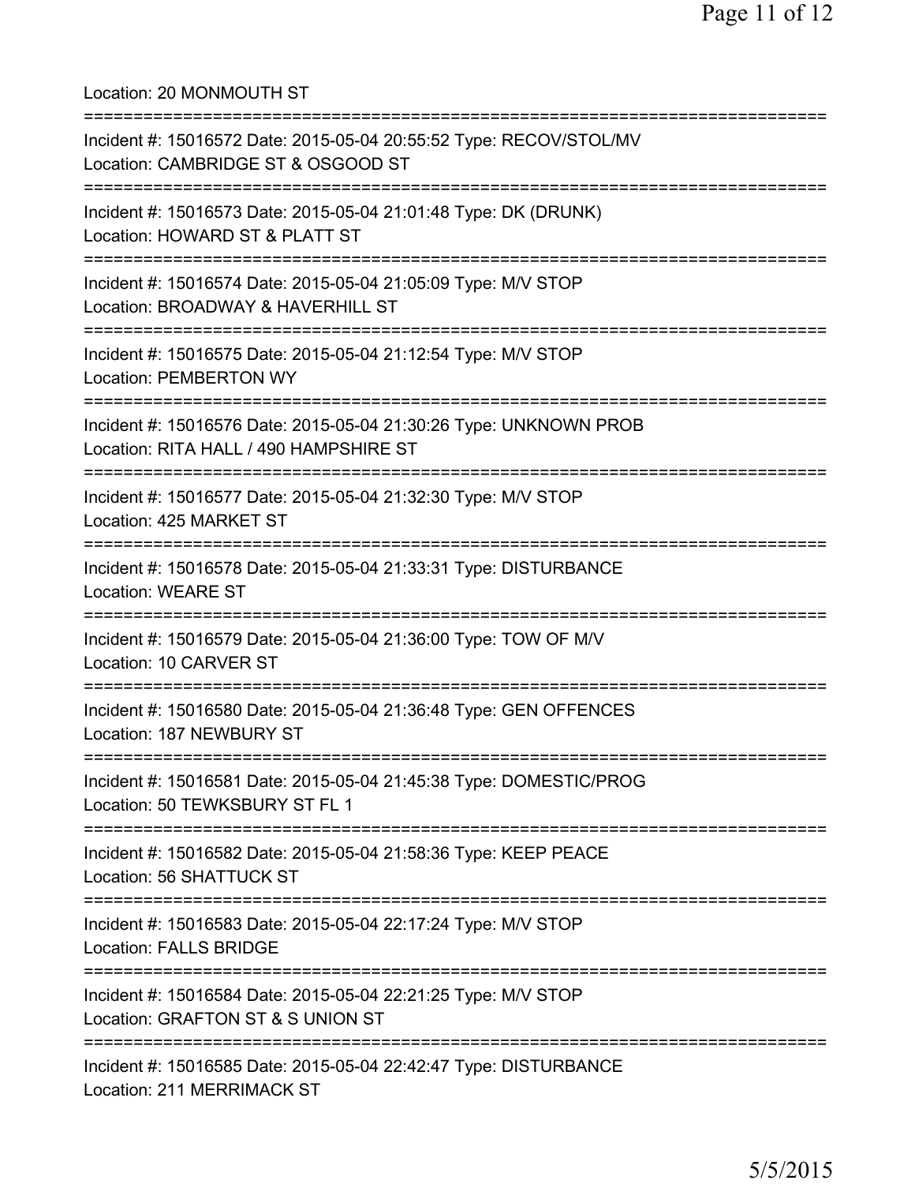Location: 20 MONMOUTH ST

===========================================================================

Incident #: 15016572 Date: 2015-05-04 20:55:52 Type: RECOV/STOL/MV
Location: CAMBRIDGE ST & OSGOOD ST

===========================================================================

Incident #: 15016573 Date: 2015-05-04 21:01:48 Type: DK (DRUNK)
Location: HOWARD ST & PLATT ST

===========================================================================

Incident #: 15016574 Date: 2015-05-04 21:05:09 Type: M/V STOP
Location: BROADWAY & HAVERHILL ST

===========================================================================

Incident #: 15016575 Date: 2015-05-04 21:12:54 Type: M/V STOP
Location: PEMBERTON WY

===========================================================================

Incident #: 15016576 Date: 2015-05-04 21:30:26 Type: UNKNOWN PROB
Location: RITA HALL / 490 HAMPSHIRE ST

===========================================================================

Incident #: 15016577 Date: 2015-05-04 21:32:30 Type: M/V STOP
Location: 425 MARKET ST

===========================================================================

Incident #: 15016578 Date: 2015-05-04 21:33:31 Type: DISTURBANCE
Location: WEARE ST

===========================================================================

Incident #: 15016579 Date: 2015-05-04 21:36:00 Type: TOW OF M/V
Location: 10 CARVER ST

===========================================================================

Incident #: 15016580 Date: 2015-05-04 21:36:48 Type: GEN OFFENCES
Location: 187 NEWBURY ST

===========================================================================

Incident #: 15016581 Date: 2015-05-04 21:45:38 Type: DOMESTIC/PROG
Location: 50 TEWKSBURY ST FL 1

===========================================================================

Incident #: 15016582 Date: 2015-05-04 21:58:36 Type: KEEP PEACE
Location: 56 SHATTUCK ST

===========================================================================

Incident #: 15016583 Date: 2015-05-04 22:17:24 Type: M/V STOP
Location: FALLS BRIDGE

===========================================================================

Incident #: 15016584 Date: 2015-05-04 22:21:25 Type: M/V STOP
Location: GRAFTON ST & S UNION ST

===========================================================================

Incident #: 15016585 Date: 2015-05-04 22:42:47 Type: DISTURBANCE
Location: 211 MERRIMACK ST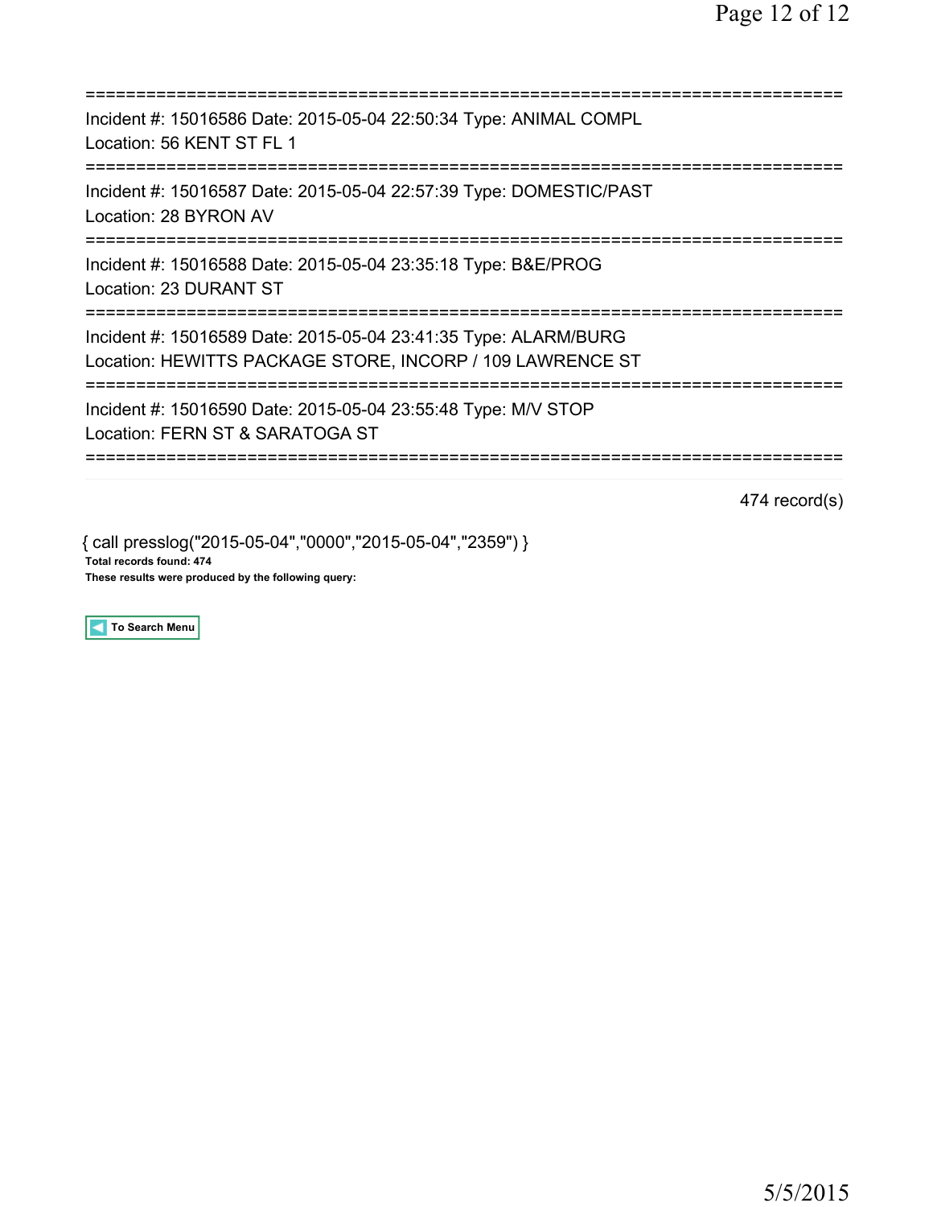===========================================================================

Incident #: 15016586 Date: 2015-05-04 22:50:34 Type: ANIMAL COMPL
Location: 56 KENT ST FL 1

===========================================================================

Incident #: 15016587 Date: 2015-05-04 22:57:39 Type: DOMESTIC/PAST
Location: 28 BYRON AV

===========================================================================

Incident #: 15016588 Date: 2015-05-04 23:35:18 Type: B&E/PROG
Location: 23 DURANT ST

===========================================================================

Incident #: 15016589 Date: 2015-05-04 23:41:35 Type: ALARM/BURG
Location: HEWITTS PACKAGE STORE, INCORP / 109 LAWRENCE ST

===========================================================================

Incident #: 15016590 Date: 2015-05-04 23:55:48 Type: M/V STOP
Location: FERN ST & SARATOGA ST

===========================================================================

474 record(s)

{ call presslog("2015-05-04","0000","2015-05-04","2359") }

**Total records found: 474**

**These results were produced by the following query:**

To Search Menu